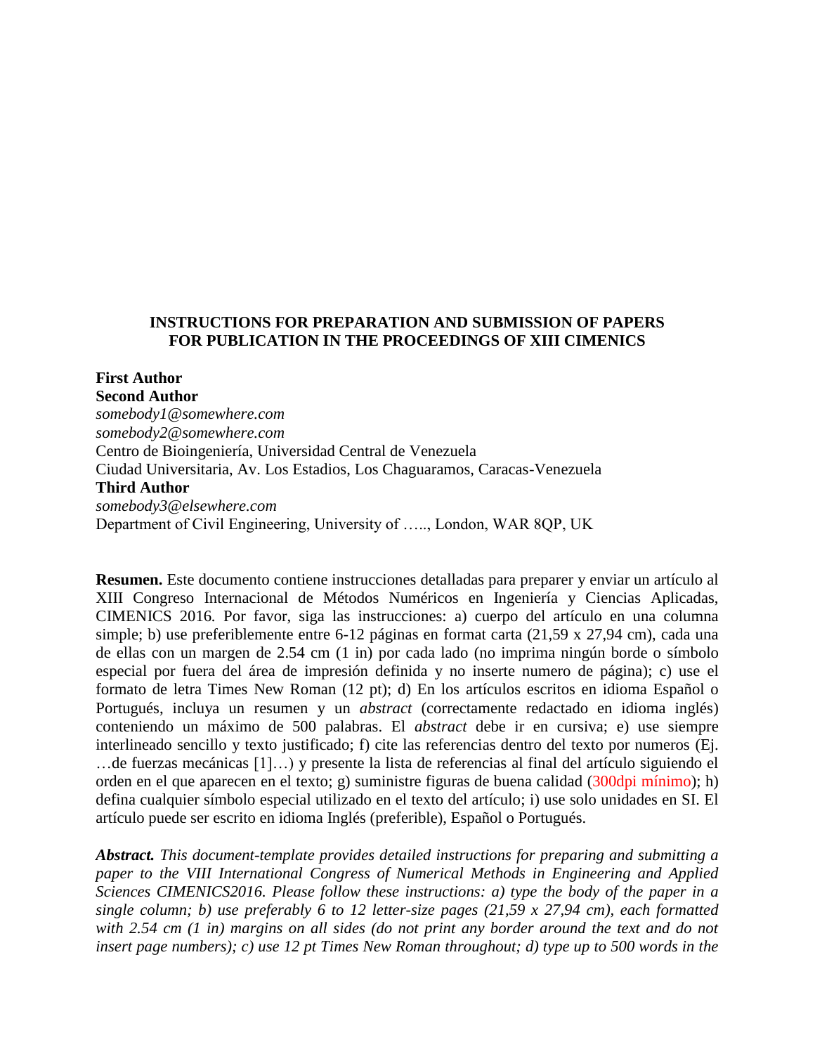# INSTRUCTIONS FOR PREPARATION AND SUBMISSION OF PAPERS FOR PUBLICATION IN THE PROCEEDINGS OF XIII CIMENICS

**First Author**
**Second Author**
*somebody1@somewhere.com*
*somebody2@somewhere.com*
Centro de Bioingeniería, Universidad Central de Venezuela
Ciudad Universitaria, Av. Los Estadios, Los Chaguaramos, Caracas-Venezuela
**Third Author**
*somebody3@elsewhere.com*
Department of Civil Engineering, University of ….., London, WAR 8QP, UK

**Resumen.** Este documento contiene instrucciones detalladas para preparer y enviar un artículo al XIII Congreso Internacional de Métodos Numéricos en Ingeniería y Ciencias Aplicadas, CIMENICS 2016. Por favor, siga las instrucciones: a) cuerpo del artículo en una columna simple; b) use preferiblemente entre 6-12 páginas en format carta (21,59 x 27,94 cm), cada una de ellas con un margen de 2.54 cm (1 in) por cada lado (no imprima ningún borde o símbolo especial por fuera del área de impresión definida y no inserte numero de página); c) use el formato de letra Times New Roman (12 pt); d) En los artículos escritos en idioma Español o Portugués, incluya un resumen y un *abstract* (correctamente redactado en idioma inglés) conteniendo un máximo de 500 palabras. El *abstract* debe ir en cursiva; e) use siempre interlineado sencillo y texto justificado; f) cite las referencias dentro del texto por numeros (Ej. …de fuerzas mecánicas [1]…) y presente la lista de referencias al final del artículo siguiendo el orden en el que aparecen en el texto; g) suministre figuras de buena calidad (300dpi mínimo); h) defina cualquier símbolo especial utilizado en el texto del artículo; i) use solo unidades en SI. El artículo puede ser escrito en idioma Inglés (preferible), Español o Portugués.

***Abstract.*** *This document-template provides detailed instructions for preparing and submitting a paper to the VIII International Congress of Numerical Methods in Engineering and Applied Sciences CIMENICS2016. Please follow these instructions: a) type the body of the paper in a single column; b) use preferably 6 to 12 letter-size pages (21,59 x 27,94 cm), each formatted with 2.54 cm (1 in) margins on all sides (do not print any border around the text and do not insert page numbers); c) use 12 pt Times New Roman throughout; d) type up to 500 words in the*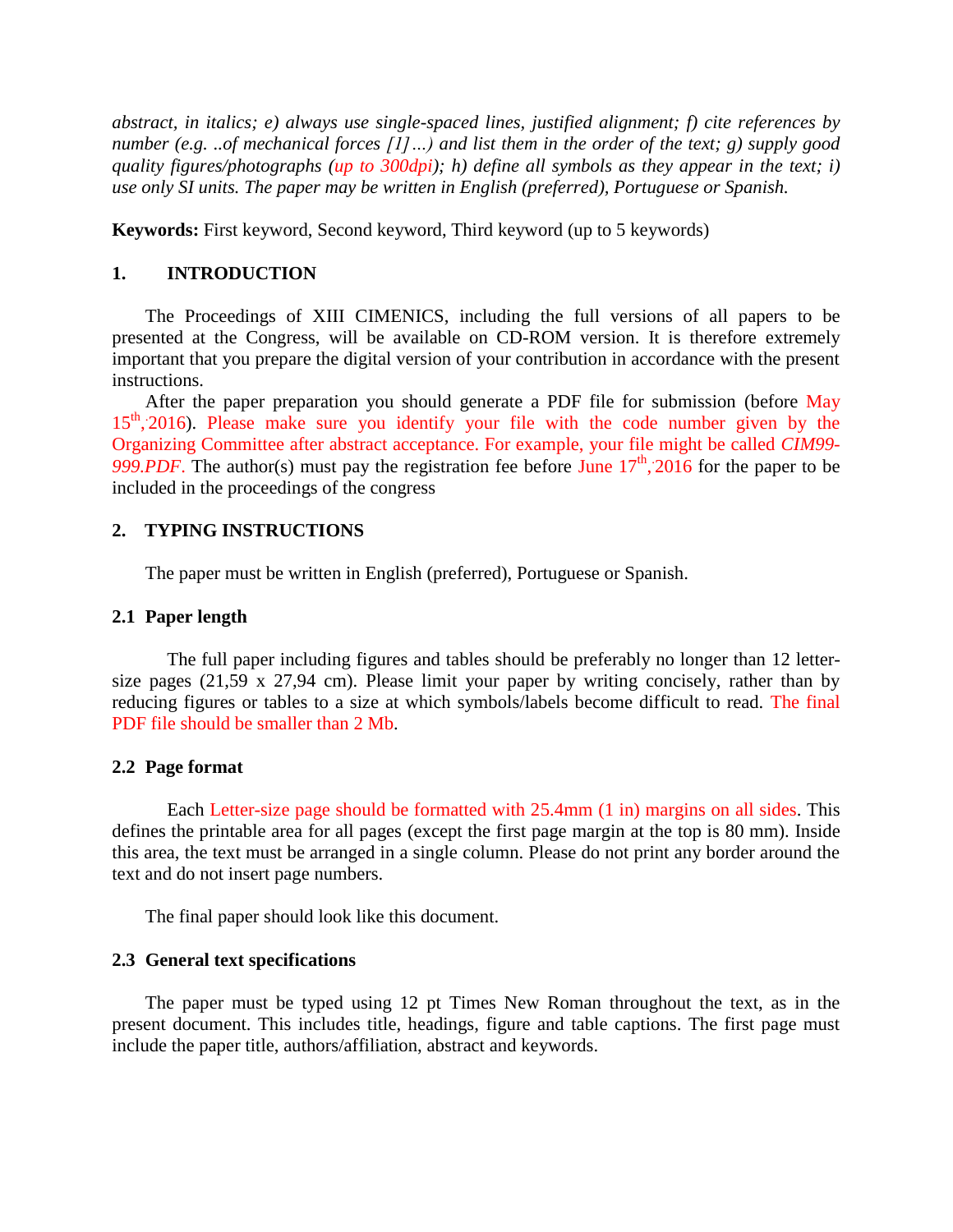*abstract, in italics; e) always use single-spaced lines, justified alignment; f) cite references by number (e.g. ..of mechanical forces [1]…) and list them in the order of the text; g) supply good quality figures/photographs (up to 300dpi); h) define all symbols as they appear in the text; i) use only SI units. The paper may be written in English (preferred), Portuguese or Spanish.*

**Keywords:** First keyword, Second keyword, Third keyword (up to 5 keywords)

## 1. INTRODUCTION

The Proceedings of XIII CIMENICS, including the full versions of all papers to be presented at the Congress, will be available on CD-ROM version. It is therefore extremely important that you prepare the digital version of your contribution in accordance with the present instructions.

After the paper preparation you should generate a PDF file for submission (before May 15th, 2016). Please make sure you identify your file with the code number given by the Organizing Committee after abstract acceptance. For example, your file might be called *CIM99-999.PDF*. The author(s) must pay the registration fee before June 17th, 2016 for the paper to be included in the proceedings of the congress

## 2. TYPING INSTRUCTIONS

The paper must be written in English (preferred), Portuguese or Spanish.

### 2.1 Paper length

The full paper including figures and tables should be preferably no longer than 12 letter-size pages (21,59 x 27,94 cm). Please limit your paper by writing concisely, rather than by reducing figures or tables to a size at which symbols/labels become difficult to read. The final PDF file should be smaller than 2 Mb.

### 2.2 Page format

Each Letter-size page should be formatted with 25.4mm (1 in) margins on all sides. This defines the printable area for all pages (except the first page margin at the top is 80 mm). Inside this area, the text must be arranged in a single column. Please do not print any border around the text and do not insert page numbers.

The final paper should look like this document.

### 2.3 General text specifications

The paper must be typed using 12 pt Times New Roman throughout the text, as in the present document. This includes title, headings, figure and table captions. The first page must include the paper title, authors/affiliation, abstract and keywords.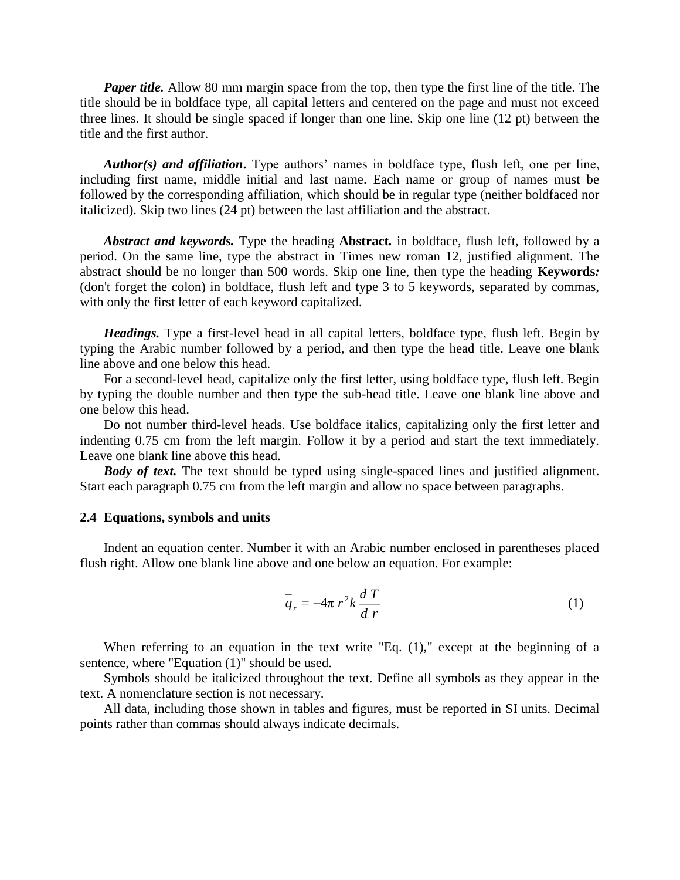***Paper title.*** Allow 80 mm margin space from the top, then type the first line of the title. The title should be in boldface type, all capital letters and centered on the page and must not exceed three lines. It should be single spaced if longer than one line. Skip one line (12 pt) between the title and the first author.

***Author(s) and affiliation*.** Type authors' names in boldface type, flush left, one per line, including first name, middle initial and last name. Each name or group of names must be followed by the corresponding affiliation, which should be in regular type (neither boldfaced nor italicized). Skip two lines (24 pt) between the last affiliation and the abstract.

***Abstract and keywords.*** Type the heading **Abstract.** in boldface, flush left, followed by a period. On the same line, type the abstract in Times new roman 12, justified alignment. The abstract should be no longer than 500 words. Skip one line, then type the heading **Keywords*:*** (don't forget the colon) in boldface, flush left and type 3 to 5 keywords, separated by commas, with only the first letter of each keyword capitalized.

***Headings.*** Type a first-level head in all capital letters, boldface type, flush left. Begin by typing the Arabic number followed by a period, and then type the head title. Leave one blank line above and one below this head.

For a second-level head, capitalize only the first letter, using boldface type, flush left. Begin by typing the double number and then type the sub-head title. Leave one blank line above and one below this head.

Do not number third-level heads. Use boldface italics, capitalizing only the first letter and indenting 0.75 cm from the left margin. Follow it by a period and start the text immediately. Leave one blank line above this head.

***Body of text.*** The text should be typed using single-spaced lines and justified alignment. Start each paragraph 0.75 cm from the left margin and allow no space between paragraphs.

## 2.4 Equations, symbols and units

Indent an equation center. Number it with an Arabic number enclosed in parentheses placed flush right. Allow one blank line above and one below an equation. For example:

$$\bar{q}_r = -4\pi\, r^2 k \frac{d\,T}{d\,r} \tag{1}$$

When referring to an equation in the text write "Eq. (1)," except at the beginning of a sentence, where "Equation (1)" should be used.

Symbols should be italicized throughout the text. Define all symbols as they appear in the text. A nomenclature section is not necessary.

All data, including those shown in tables and figures, must be reported in SI units. Decimal points rather than commas should always indicate decimals.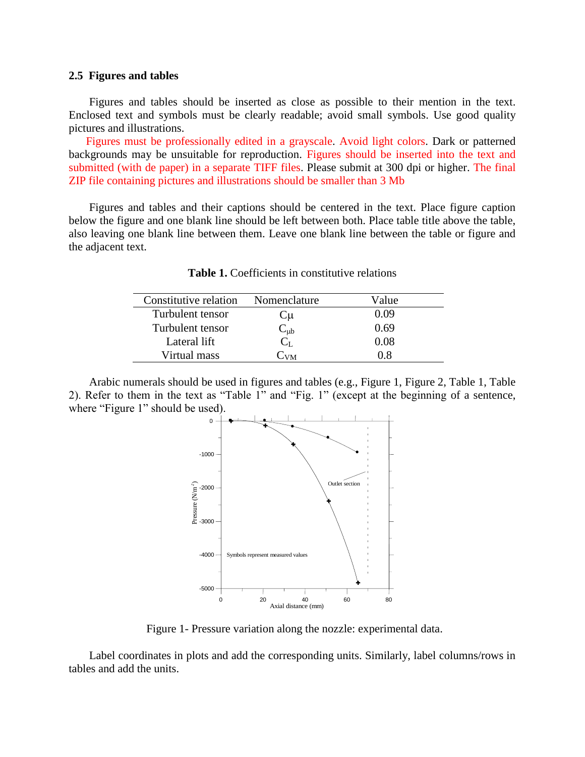### 2.5 Figures and tables

Figures and tables should be inserted as close as possible to their mention in the text. Enclosed text and symbols must be clearly readable; avoid small symbols. Use good quality pictures and illustrations.

Figures must be professionally edited in a grayscale. Avoid light colors. Dark or patterned backgrounds may be unsuitable for reproduction. Figures should be inserted into the text and submitted (with de paper) in a separate TIFF files. Please submit at 300 dpi or higher. The final ZIP file containing pictures and illustrations should be smaller than 3 Mb

Figures and tables and their captions should be centered in the text. Place figure caption below the figure and one blank line should be left between both. Place table title above the table, also leaving one blank line between them. Leave one blank line between the table or figure and the adjacent text.

**Table 1.** Coefficients in constitutive relations

| Constitutive relation | Nomenclature | Value |
|---|---|---|
| Turbulent tensor | $C\mu$ | 0.09 |
| Turbulent tensor | $C_{\mu b}$ | 0.69 |
| Lateral lift | $C_L$ | 0.08 |
| Virtual mass | $C_{VM}$ | 0.8 |

Arabic numerals should be used in figures and tables (e.g., Figure 1, Figure 2, Table 1, Table 2). Refer to them in the text as "Table 1" and "Fig. 1" (except at the beginning of a sentence, where "Figure 1" should be used).

Figure 1- Pressure variation along the nozzle: experimental data.

Label coordinates in plots and add the corresponding units. Similarly, label columns/rows in tables and add the units.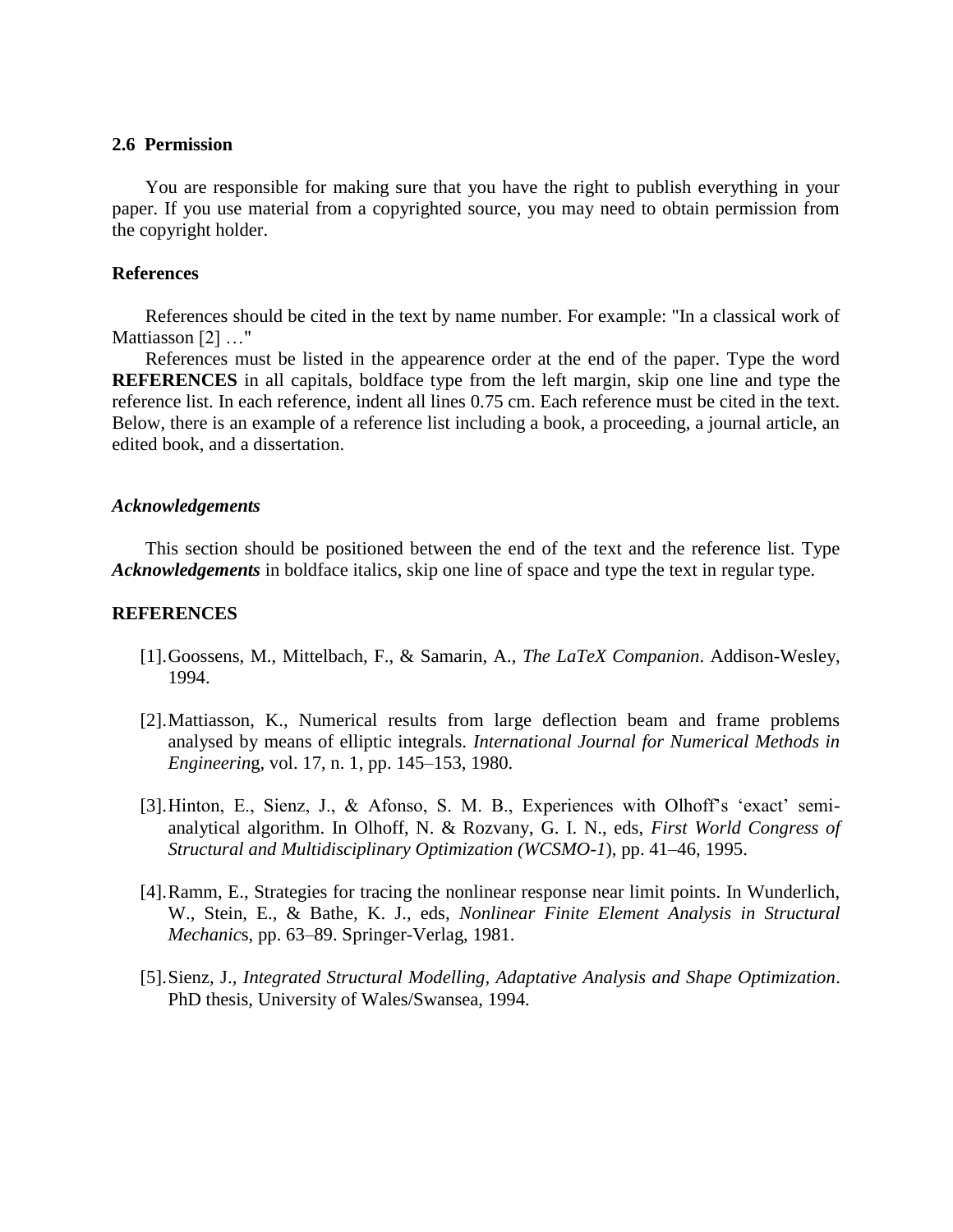### 2.6 Permission

You are responsible for making sure that you have the right to publish everything in your paper. If you use material from a copyrighted source, you may need to obtain permission from the copyright holder.

### References

References should be cited in the text by name number. For example: "In a classical work of Mattiasson [2] …"

References must be listed in the appearence order at the end of the paper. Type the word **REFERENCES** in all capitals, boldface type from the left margin, skip one line and type the reference list. In each reference, indent all lines 0.75 cm. Each reference must be cited in the text. Below, there is an example of a reference list including a book, a proceeding, a journal article, an edited book, and a dissertation.

### *Acknowledgements*

This section should be positioned between the end of the text and the reference list. Type ***Acknowledgements*** in boldface italics, skip one line of space and type the text in regular type.

### REFERENCES

[1]. Goossens, M., Mittelbach, F., & Samarin, A., *The LaTeX Companion*. Addison-Wesley, 1994.

[2]. Mattiasson, K., Numerical results from large deflection beam and frame problems analysed by means of elliptic integrals. *International Journal for Numerical Methods in Engineerin*g, vol. 17, n. 1, pp. 145–153, 1980.

[3]. Hinton, E., Sienz, J., & Afonso, S. M. B., Experiences with Olhoff's 'exact' semi-analytical algorithm. In Olhoff, N. & Rozvany, G. I. N., eds, *First World Congress of Structural and Multidisciplinary Optimization (WCSMO-1*), pp. 41–46, 1995.

[4]. Ramm, E., Strategies for tracing the nonlinear response near limit points. In Wunderlich, W., Stein, E., & Bathe, K. J., eds, *Nonlinear Finite Element Analysis in Structural Mechanic*s, pp. 63–89. Springer-Verlag, 1981.

[5]. Sienz, J., *Integrated Structural Modelling, Adaptative Analysis and Shape Optimization*. PhD thesis, University of Wales/Swansea, 1994.